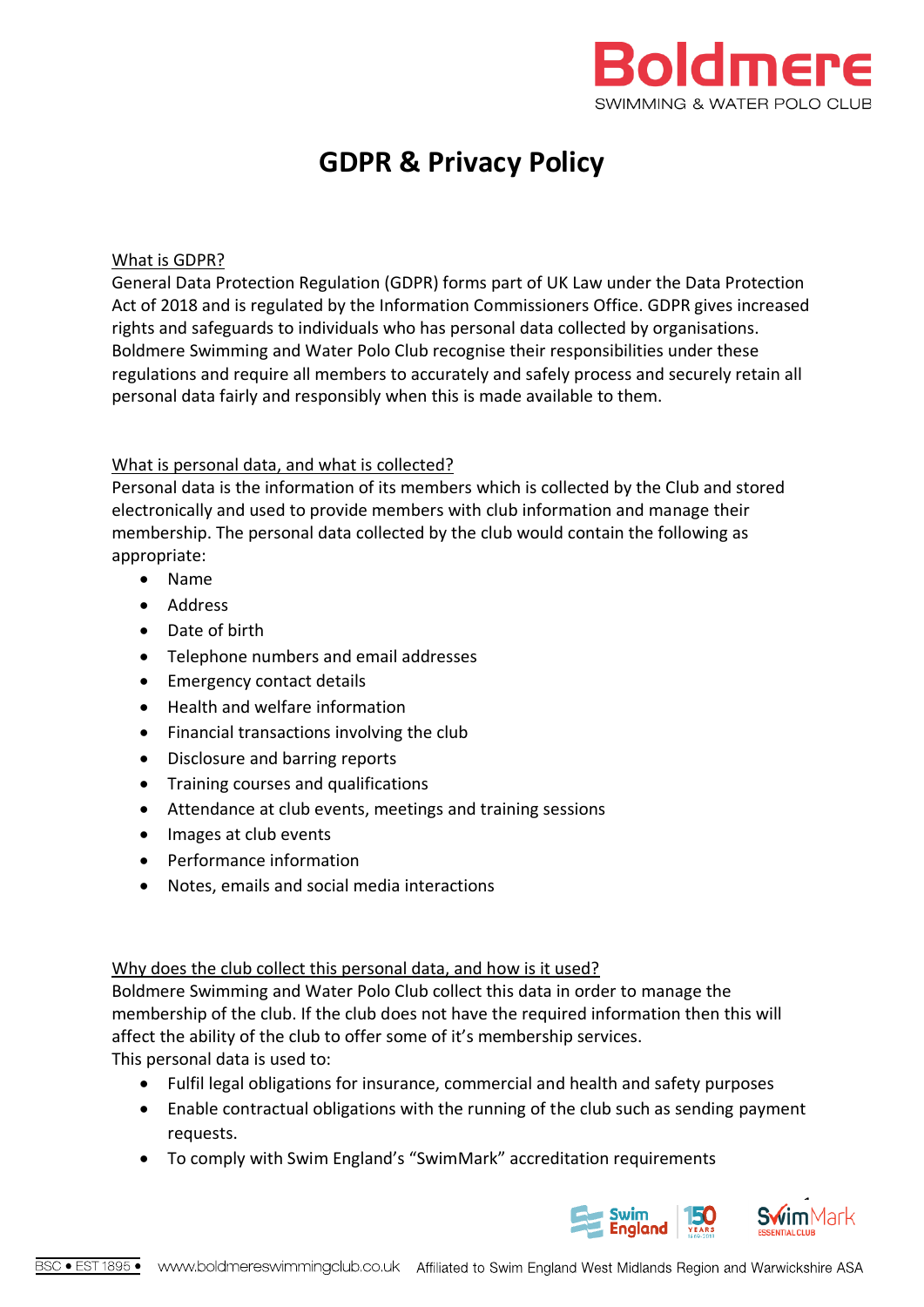# GDPR & Privacy Policy

## What is GDPR?

General Data Protection Regulation (GDPR) forms part of UK Law under the Data Protection Act of 2018 and is regulated by the Information Commissioners Office. GDPR gives increased rights and safeguards to individuals who has personal data collected by organisations. Boldmere Swimming and Water Polo Club recognise their responsibilities under these regulations and require all members to accurately and safely process and securely retain all personal data fairly and responsibly when this is made available to them.

## What is personal data, and what is collected?

Personal data is the information of its members which is collected by the Club and stored electronically and used to provide members with club information and manage their membership. The personal data collected by the club would contain the following as appropriate:

- Name
- Address
- Date of birth
- Telephone numbers and email addresses
- Emergency contact details
- Health and welfare information
- Financial transactions involving the club
- Disclosure and barring reports
- Training courses and qualifications
- Attendance at club events, meetings and training sessions
- Images at club events
- Performance information
- Notes, emails and social media interactions

## Why does the club collect this personal data, and how is it used?

Boldmere Swimming and Water Polo Club collect this data in order to manage the membership of the club. If the club does not have the required information then this will affect the ability of the club to offer some of it's membership services.

This personal data is used to:

- Fulfil legal obligations for insurance, commercial and health and safety purposes
- Enable contractual obligations with the running of the club such as sending payment requests.
- To comply with Swim England's "SwimMark" accreditation requirements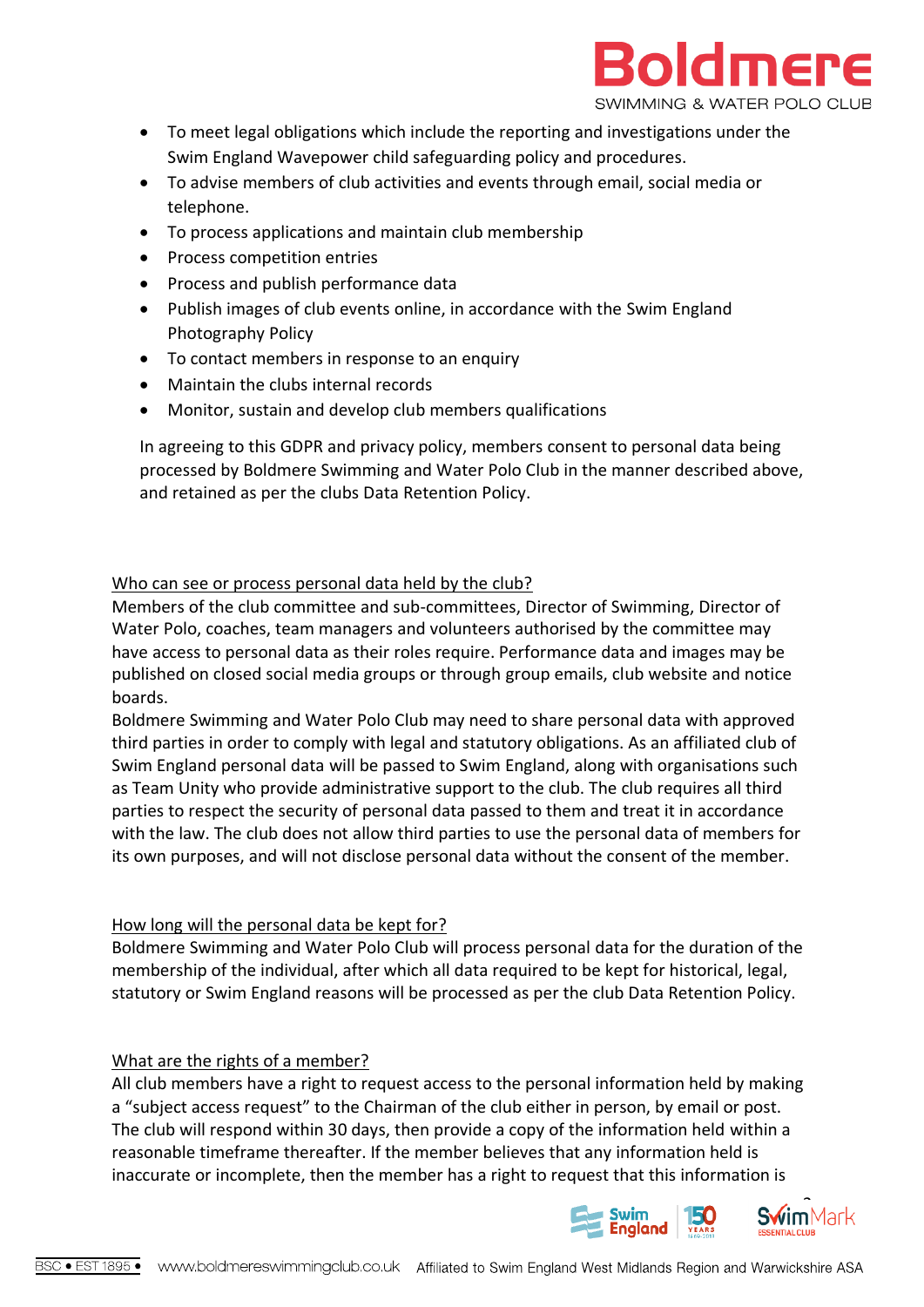- To meet legal obligations which include the reporting and investigations under the Swim England Wavepower child safeguarding policy and procedures.
- To advise members of club activities and events through email, social media or telephone.
- To process applications and maintain club membership
- Process competition entries
- Process and publish performance data
- Publish images of club events online, in accordance with the Swim England Photography Policy
- To contact members in response to an enquiry
- Maintain the clubs internal records
- Monitor, sustain and develop club members qualifications

In agreeing to this GDPR and privacy policy, members consent to personal data being processed by Boldmere Swimming and Water Polo Club in the manner described above, and retained as per the clubs Data Retention Policy.

## Who can see or process personal data held by the club?

Members of the club committee and sub-committees, Director of Swimming, Director of Water Polo, coaches, team managers and volunteers authorised by the committee may have access to personal data as their roles require. Performance data and images may be published on closed social media groups or through group emails, club website and notice boards.

Boldmere Swimming and Water Polo Club may need to share personal data with approved third parties in order to comply with legal and statutory obligations. As an affiliated club of Swim England personal data will be passed to Swim England, along with organisations such as Team Unity who provide administrative support to the club. The club requires all third parties to respect the security of personal data passed to them and treat it in accordance with the law. The club does not allow third parties to use the personal data of members for its own purposes, and will not disclose personal data without the consent of the member.

## How long will the personal data be kept for?

Boldmere Swimming and Water Polo Club will process personal data for the duration of the membership of the individual, after which all data required to be kept for historical, legal, statutory or Swim England reasons will be processed as per the club Data Retention Policy.

## What are the rights of a member?

All club members have a right to request access to the personal information held by making a "subject access request" to the Chairman of the club either in person, by email or post. The club will respond within 30 days, then provide a copy of the information held within a reasonable timeframe thereafter. If the member believes that any information held is inaccurate or incomplete, then the member has a right to request that this information is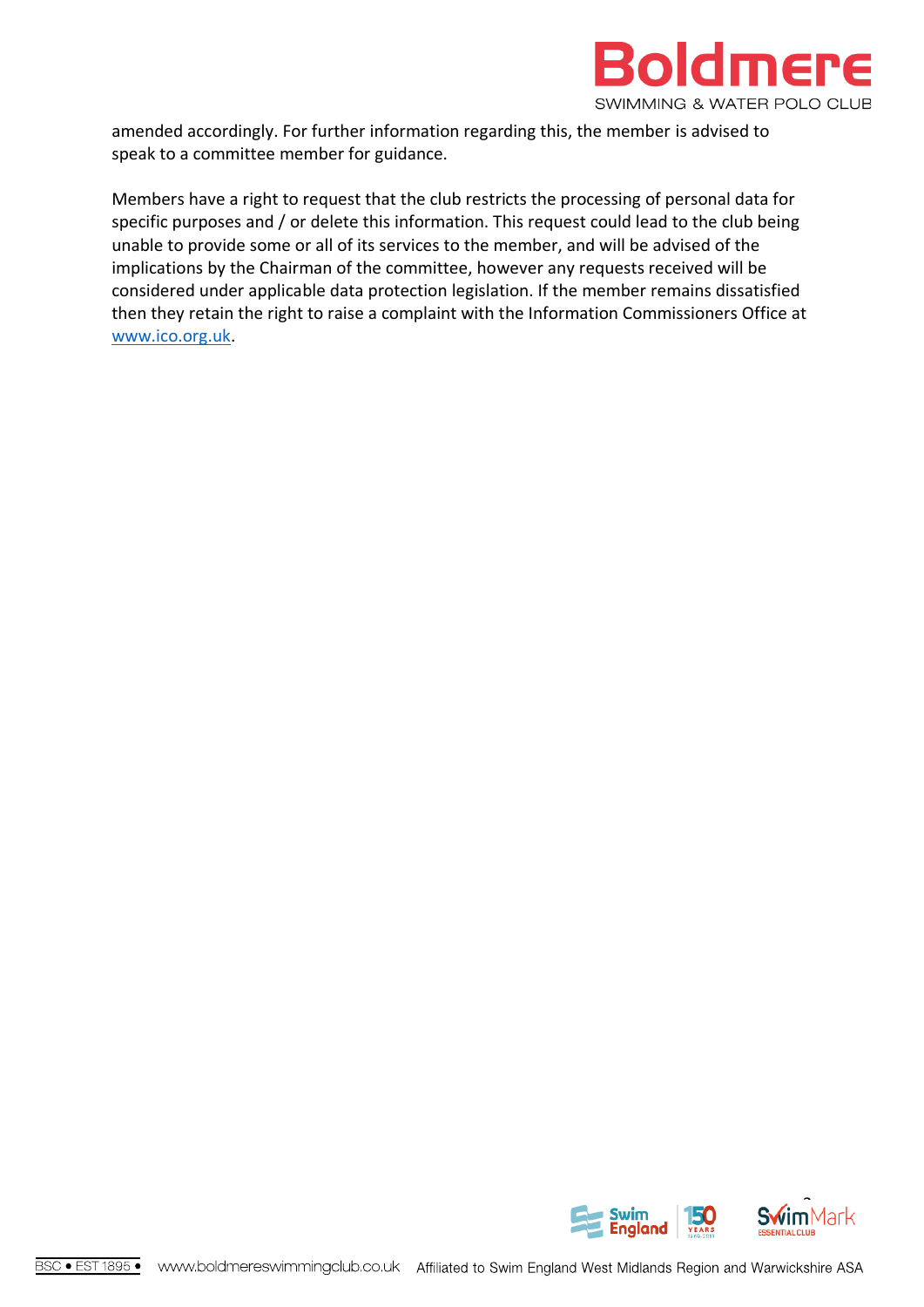amended accordingly. For further information regarding this, the member is advised to speak to a committee member for guidance.

Members have a right to request that the club restricts the processing of personal data for specific purposes and / or delete this information. This request could lead to the club being unable to provide some or all of its services to the member, and will be advised of the implications by the Chairman of the committee, however any requests received will be considered under applicable data protection legislation. If the member remains dissatisfied then they retain the right to raise a complaint with the Information Commissioners Office at www.ico.org.uk.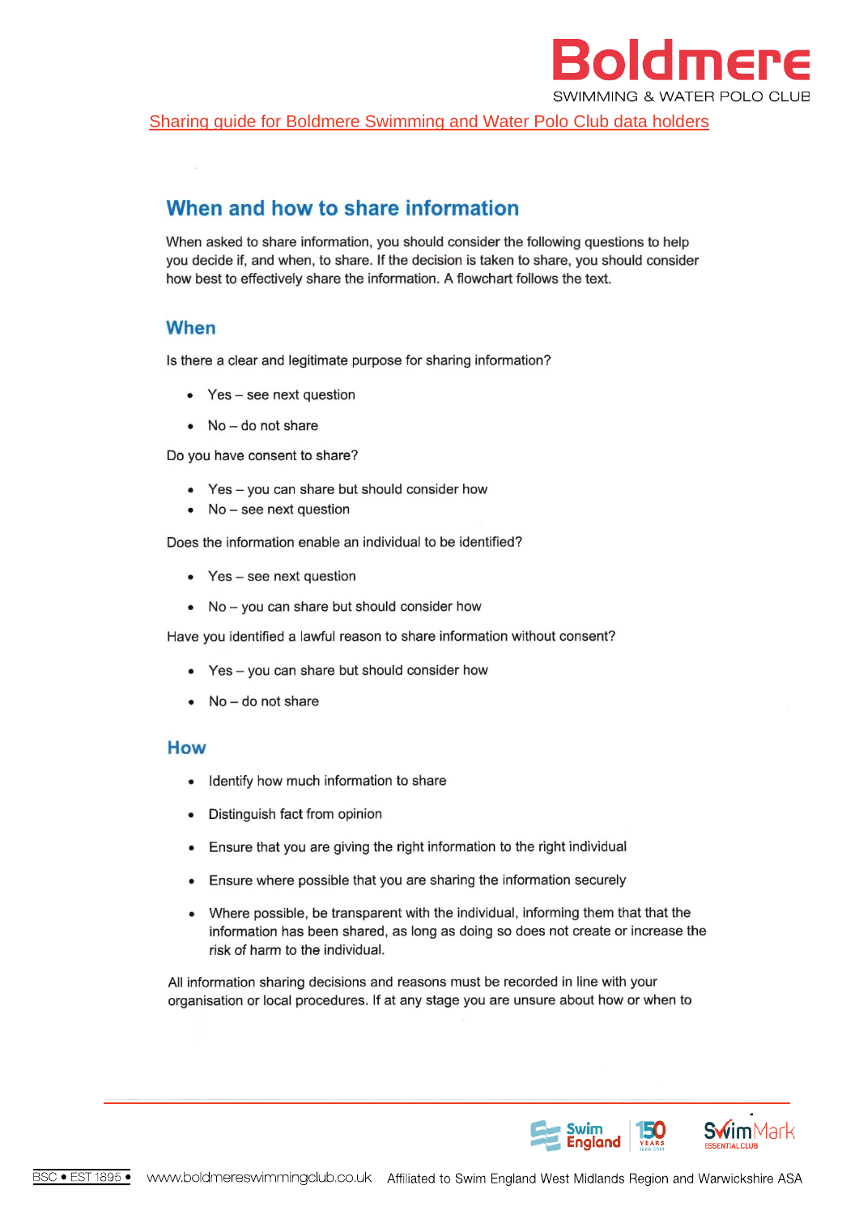Sharing guide for Boldmere Swimming and Water Polo Club data holders

## When and how to share information

When asked to share information, you should consider the following questions to help you decide if, and when, to share. If the decision is taken to share, you should consider how best to effectively share the information. A flowchart follows the text.

### When

Is there a clear and legitimate purpose for sharing information?

- Yes – see next question
- No – do not share

Do you have consent to share?

- Yes – you can share but should consider how
- No – see next question

Does the information enable an individual to be identified?

- Yes – see next question
- No – you can share but should consider how

Have you identified a lawful reason to share information without consent?

- Yes – you can share but should consider how
- No – do not share

### How

- Identify how much information to share
- Distinguish fact from opinion
- Ensure that you are giving the right information to the right individual
- Ensure where possible that you are sharing the information securely
- Where possible, be transparent with the individual, informing them that that the information has been shared, as long as doing so does not create or increase the risk of harm to the individual.

All information sharing decisions and reasons must be recorded in line with your organisation or local procedures. If at any stage you are unsure about how or when to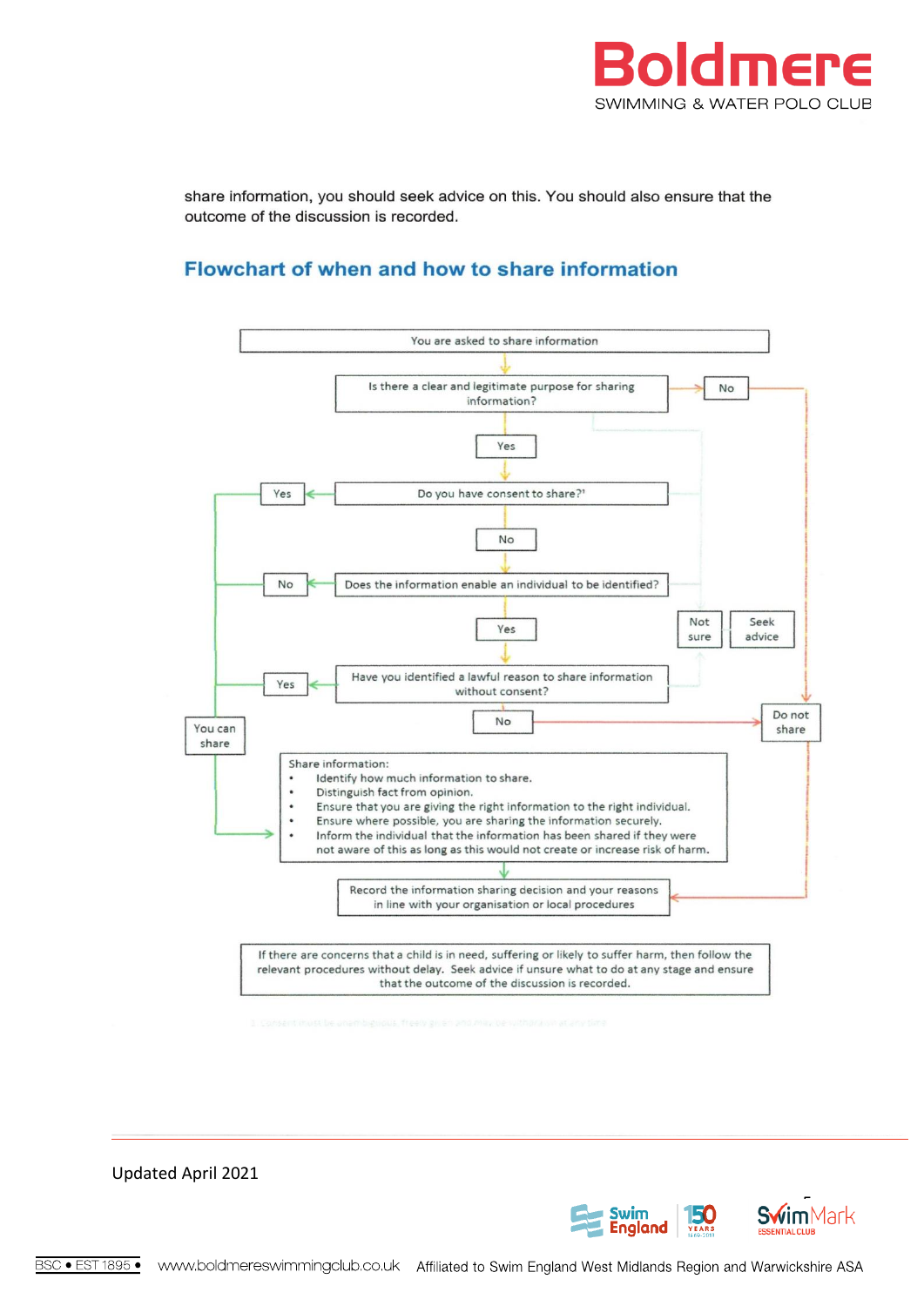share information, you should seek advice on this. You should also ensure that the outcome of the discussion is recorded.

## Flowchart of when and how to share information

You are asked to share information

Is there a clear and legitimate purpose for sharing information?

No

Yes

Yes

Do you have consent to share?[1]

No

No

Does the information enable an individual to be identified?

Yes

Not sure

Seek advice

Yes

Have you identified a lawful reason to share information without consent?

No

Do not share

You can share

Share information:

- Identify how much information to share.
- Distinguish fact from opinion.
- Ensure that you are giving the right information to the right individual.
- Ensure where possible, you are sharing the information securely.
- Inform the individual that the information has been shared if they were not aware of this as long as this would not create or increase risk of harm.

Record the information sharing decision and your reasons in line with your organisation or local procedures

If there are concerns that a child is in need, suffering or likely to suffer harm, then follow the relevant procedures without delay. Seek advice if unsure what to do at any stage and ensure that the outcome of the discussion is recorded.

1. Consent must be unambiguous, freely given and may be withdrawn at any time

Updated April 2021